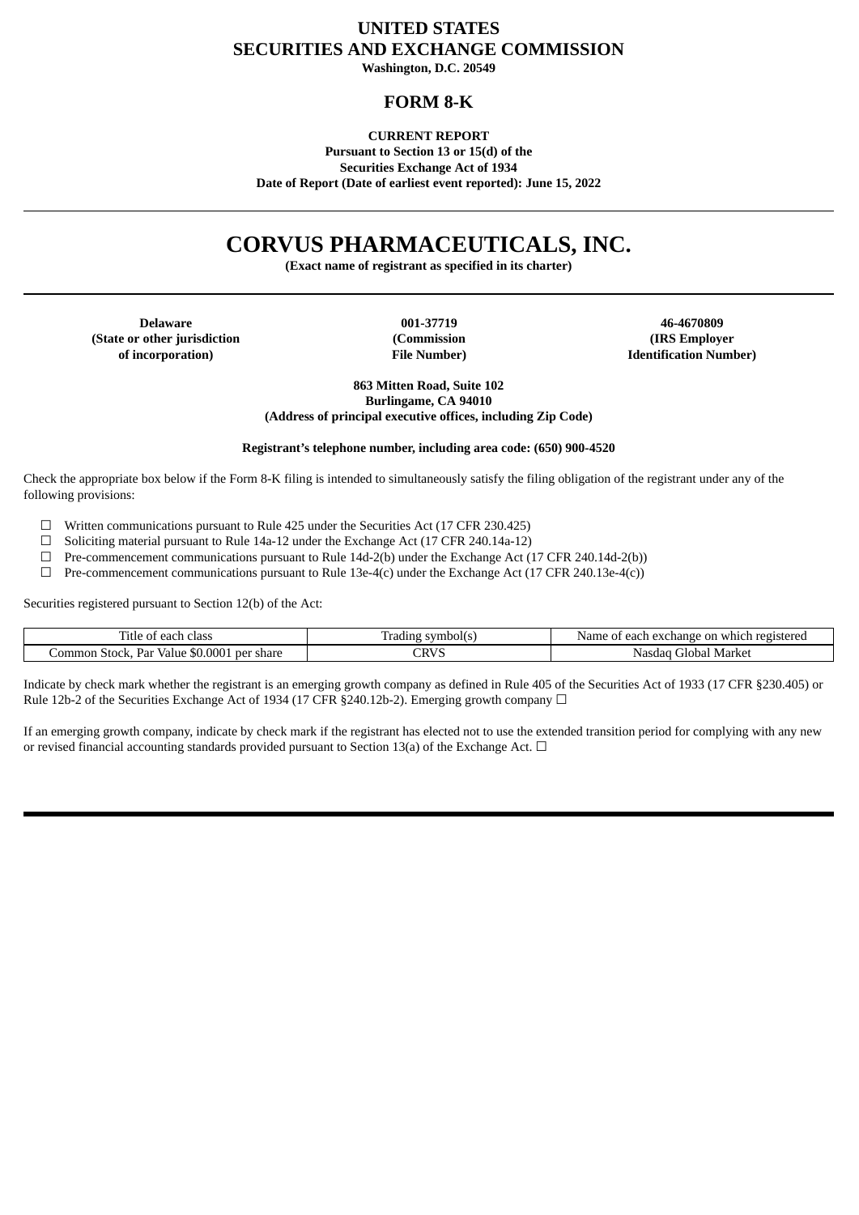# UNITED STATES
# SECURITIES AND EXCHANGE COMMISSION

**Washington, D.C. 20549**

## FORM 8-K

**CURRENT REPORT**
**Pursuant to Section 13 or 15(d) of the**
**Securities Exchange Act of 1934**
**Date of Report (Date of earliest event reported): June 15, 2022**

# CORVUS PHARMACEUTICALS, INC.

**(Exact name of registrant as specified in its charter)**

| Delaware | 001-37719 | 46-4670809 |
|---|---|---|
| (State or other jurisdiction of incorporation) | (Commission File Number) | (IRS Employer Identification Number) |

**863 Mitten Road, Suite 102**
**Burlingame, CA 94010**
**(Address of principal executive offices, including Zip Code)**

**Registrant's telephone number, including area code: (650) 900-4520**

Check the appropriate box below if the Form 8-K filing is intended to simultaneously satisfy the filing obligation of the registrant under any of the following provisions:

☐ Written communications pursuant to Rule 425 under the Securities Act (17 CFR 230.425)

☐ Soliciting material pursuant to Rule 14a-12 under the Exchange Act (17 CFR 240.14a-12)

☐ Pre-commencement communications pursuant to Rule 14d-2(b) under the Exchange Act (17 CFR 240.14d-2(b))

☐ Pre-commencement communications pursuant to Rule 13e-4(c) under the Exchange Act (17 CFR 240.13e-4(c))

Securities registered pursuant to Section 12(b) of the Act:

| Title of each class | Trading symbol(s) | Name of each exchange on which registered |
|---|---|---|
| Common Stock, Par Value $0.0001 per share | CRVS | Nasdaq Global Market |

Indicate by check mark whether the registrant is an emerging growth company as defined in Rule 405 of the Securities Act of 1933 (17 CFR §230.405) or Rule 12b-2 of the Securities Exchange Act of 1934 (17 CFR §240.12b-2). Emerging growth company ☐

If an emerging growth company, indicate by check mark if the registrant has elected not to use the extended transition period for complying with any new or revised financial accounting standards provided pursuant to Section 13(a) of the Exchange Act. ☐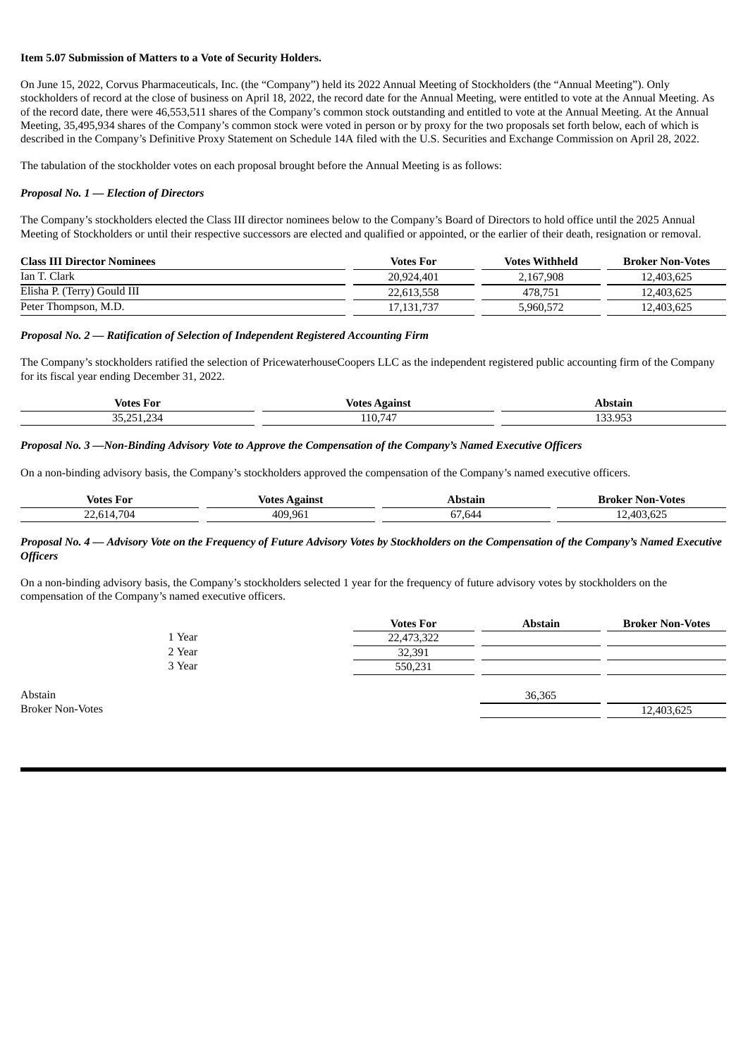**Item 5.07 Submission of Matters to a Vote of Security Holders.**

On June 15, 2022, Corvus Pharmaceuticals, Inc. (the "Company") held its 2022 Annual Meeting of Stockholders (the "Annual Meeting"). Only stockholders of record at the close of business on April 18, 2022, the record date for the Annual Meeting, were entitled to vote at the Annual Meeting. As of the record date, there were 46,553,511 shares of the Company's common stock outstanding and entitled to vote at the Annual Meeting. At the Annual Meeting, 35,495,934 shares of the Company's common stock were voted in person or by proxy for the two proposals set forth below, each of which is described in the Company's Definitive Proxy Statement on Schedule 14A filed with the U.S. Securities and Exchange Commission on April 28, 2022.

The tabulation of the stockholder votes on each proposal brought before the Annual Meeting is as follows:

***Proposal No. 1 — Election of Directors***

The Company's stockholders elected the Class III director nominees below to the Company's Board of Directors to hold office until the 2025 Annual Meeting of Stockholders or until their respective successors are elected and qualified or appointed, or the earlier of their death, resignation or removal.

| Class III Director Nominees | Votes For | Votes Withheld | Broker Non-Votes |
|---|---|---|---|
| Ian T. Clark | 20,924,401 | 2,167,908 | 12,403,625 |
| Elisha P. (Terry) Gould III | 22,613,558 | 478,751 | 12,403,625 |
| Peter Thompson, M.D. | 17,131,737 | 5,960,572 | 12,403,625 |

***Proposal No. 2 — Ratification of Selection of Independent Registered Accounting Firm***

The Company's stockholders ratified the selection of PricewaterhouseCoopers LLC as the independent registered public accounting firm of the Company for its fiscal year ending December 31, 2022.

| Votes For | Votes Against | Abstain |
|---|---|---|
| 35,251,234 | 110,747 | 133.953 |

***Proposal No. 3 —Non-Binding Advisory Vote to Approve the Compensation of the Company's Named Executive Officers***

On a non-binding advisory basis, the Company's stockholders approved the compensation of the Company's named executive officers.

| Votes For | Votes Against | Abstain | Broker Non-Votes |
|---|---|---|---|
| 22,614,704 | 409,961 | 67,644 | 12,403,625 |

***Proposal No. 4 — Advisory Vote on the Frequency of Future Advisory Votes by Stockholders on the Compensation of the Company's Named Executive Officers***

On a non-binding advisory basis, the Company's stockholders selected 1 year for the frequency of future advisory votes by stockholders on the compensation of the Company's named executive officers.

| | Votes For | Abstain | Broker Non-Votes |
|---|---|---|---|
| 1 Year | 22,473,322 | | |
| 2 Year | 32,391 | | |
| 3 Year | 550,231 | | |
| Abstain | | 36,365 | |
| Broker Non-Votes | | | 12,403,625 |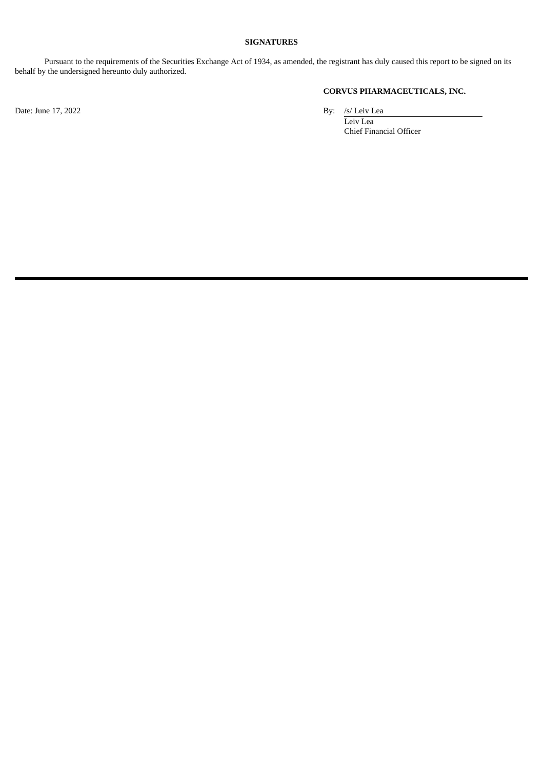**SIGNATURES**

Pursuant to the requirements of the Securities Exchange Act of 1934, as amended, the registrant has duly caused this report to be signed on its behalf by the undersigned hereunto duly authorized.

**CORVUS PHARMACEUTICALS, INC.**

Date: June 17, 2022

By: /s/ Leiv Lea
Leiv Lea
Chief Financial Officer